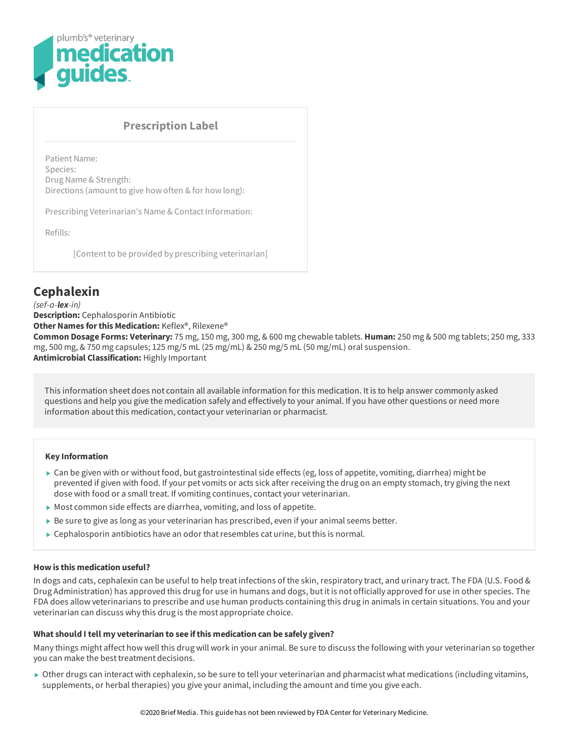plumb's® veterinary **medication guides**™

## Prescription Label

Patient Name:
Species:
Drug Name & Strength:
Directions (amount to give how often & for how long):

Prescribing Veterinarian's Name & Contact Information:

Refills:

[Content to be provided by prescribing veterinarian]

# Cephalexin

*(sef-a-**lex**-in)*
**Description:** Cephalosporin Antibiotic
**Other Names for this Medication:** Keflex®, Rilexene®
**Common Dosage Forms: Veterinary:** 75 mg, 150 mg, 300 mg, & 600 mg chewable tablets. **Human:** 250 mg & 500 mg tablets; 250 mg, 333 mg, 500 mg, & 750 mg capsules; 125 mg/5 mL (25 mg/mL) & 250 mg/5 mL (50 mg/mL) oral suspension.
**Antimicrobial Classification:** Highly Important

This information sheet does not contain all available information for this medication. It is to help answer commonly asked questions and help you give the medication safely and effectively to your animal. If you have other questions or need more information about this medication, contact your veterinarian or pharmacist.

### Key Information

- Can be given with or without food, but gastrointestinal side effects (eg, loss of appetite, vomiting, diarrhea) might be prevented if given with food. If your pet vomits or acts sick after receiving the drug on an empty stomach, try giving the next dose with food or a small treat. If vomiting continues, contact your veterinarian.
- Most common side effects are diarrhea, vomiting, and loss of appetite.
- Be sure to give as long as your veterinarian has prescribed, even if your animal seems better.
- Cephalosporin antibiotics have an odor that resembles cat urine, but this is normal.

### How is this medication useful?

In dogs and cats, cephalexin can be useful to help treat infections of the skin, respiratory tract, and urinary tract. The FDA (U.S. Food & Drug Administration) has approved this drug for use in humans and dogs, but it is not officially approved for use in other species. The FDA does allow veterinarians to prescribe and use human products containing this drug in animals in certain situations. You and your veterinarian can discuss why this drug is the most appropriate choice.

### What should I tell my veterinarian to see if this medication can be safely given?

Many things might affect how well this drug will work in your animal. Be sure to discuss the following with your veterinarian so together you can make the best treatment decisions.

- Other drugs can interact with cephalexin, so be sure to tell your veterinarian and pharmacist what medications (including vitamins, supplements, or herbal therapies) you give your animal, including the amount and time you give each.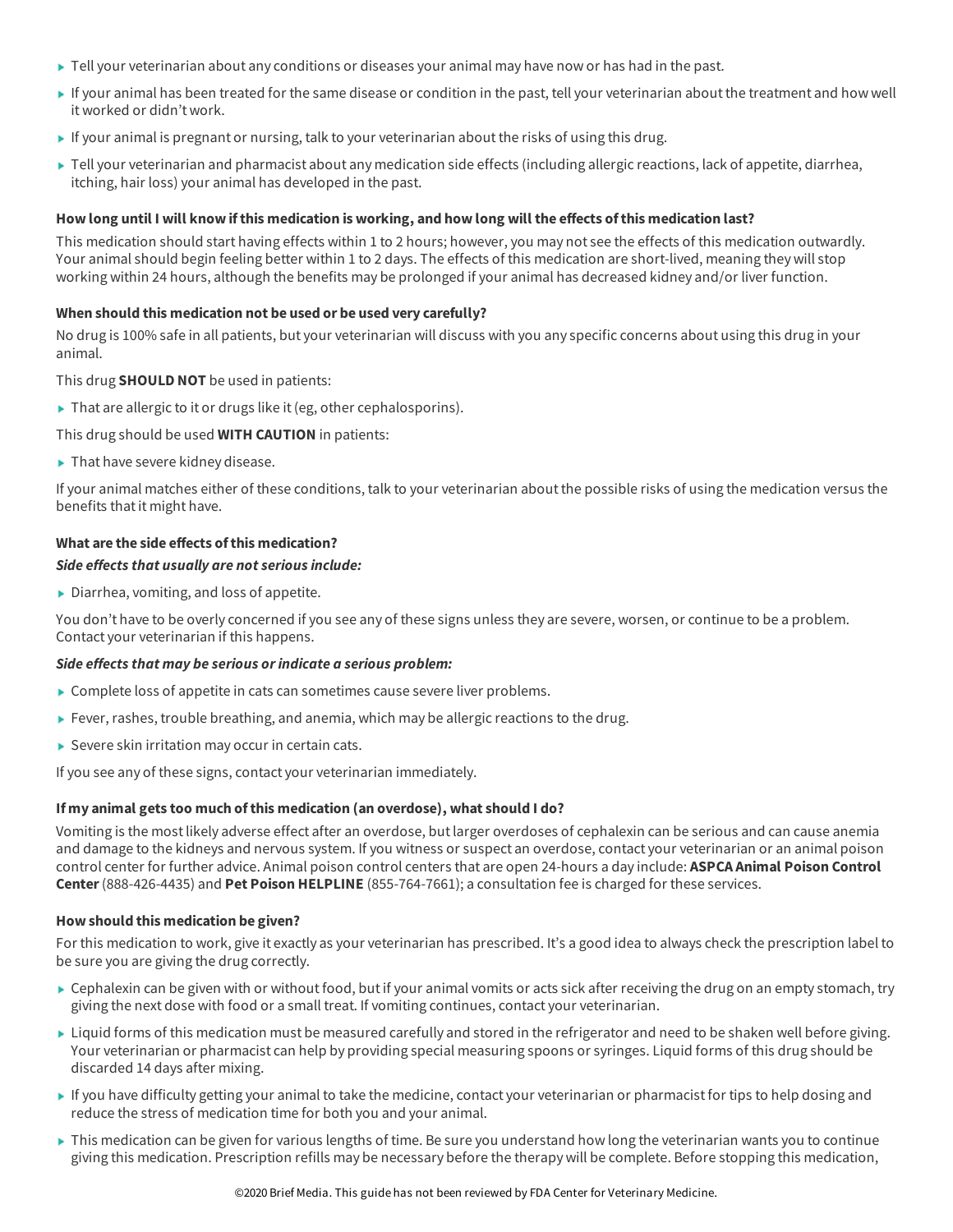- Tell your veterinarian about any conditions or diseases your animal may have now or has had in the past.
- If your animal has been treated for the same disease or condition in the past, tell your veterinarian about the treatment and how well it worked or didn't work.
- If your animal is pregnant or nursing, talk to your veterinarian about the risks of using this drug.
- Tell your veterinarian and pharmacist about any medication side effects (including allergic reactions, lack of appetite, diarrhea, itching, hair loss) your animal has developed in the past.

**How long until I will know if this medication is working, and how long will the effects of this medication last?**

This medication should start having effects within 1 to 2 hours; however, you may not see the effects of this medication outwardly. Your animal should begin feeling better within 1 to 2 days. The effects of this medication are short-lived, meaning they will stop working within 24 hours, although the benefits may be prolonged if your animal has decreased kidney and/or liver function.

**When should this medication not be used or be used very carefully?**

No drug is 100% safe in all patients, but your veterinarian will discuss with you any specific concerns about using this drug in your animal.

This drug **SHOULD NOT** be used in patients:

- That are allergic to it or drugs like it (eg, other cephalosporins).

This drug should be used **WITH CAUTION** in patients:

- That have severe kidney disease.

If your animal matches either of these conditions, talk to your veterinarian about the possible risks of using the medication versus the benefits that it might have.

**What are the side effects of this medication?**

***Side effects that usually are not serious include:***

- Diarrhea, vomiting, and loss of appetite.

You don't have to be overly concerned if you see any of these signs unless they are severe, worsen, or continue to be a problem. Contact your veterinarian if this happens.

***Side effects that may be serious or indicate a serious problem:***

- Complete loss of appetite in cats can sometimes cause severe liver problems.
- Fever, rashes, trouble breathing, and anemia, which may be allergic reactions to the drug.
- Severe skin irritation may occur in certain cats.

If you see any of these signs, contact your veterinarian immediately.

**If my animal gets too much of this medication (an overdose), what should I do?**

Vomiting is the most likely adverse effect after an overdose, but larger overdoses of cephalexin can be serious and can cause anemia and damage to the kidneys and nervous system. If you witness or suspect an overdose, contact your veterinarian or an animal poison control center for further advice. Animal poison control centers that are open 24-hours a day include: **ASPCA Animal Poison Control Center** (888-426-4435) and **Pet Poison HELPLINE** (855-764-7661); a consultation fee is charged for these services.

**How should this medication be given?**

For this medication to work, give it exactly as your veterinarian has prescribed. It's a good idea to always check the prescription label to be sure you are giving the drug correctly.

- Cephalexin can be given with or without food, but if your animal vomits or acts sick after receiving the drug on an empty stomach, try giving the next dose with food or a small treat. If vomiting continues, contact your veterinarian.
- Liquid forms of this medication must be measured carefully and stored in the refrigerator and need to be shaken well before giving. Your veterinarian or pharmacist can help by providing special measuring spoons or syringes. Liquid forms of this drug should be discarded 14 days after mixing.
- If you have difficulty getting your animal to take the medicine, contact your veterinarian or pharmacist for tips to help dosing and reduce the stress of medication time for both you and your animal.
- This medication can be given for various lengths of time. Be sure you understand how long the veterinarian wants you to continue giving this medication. Prescription refills may be necessary before the therapy will be complete. Before stopping this medication,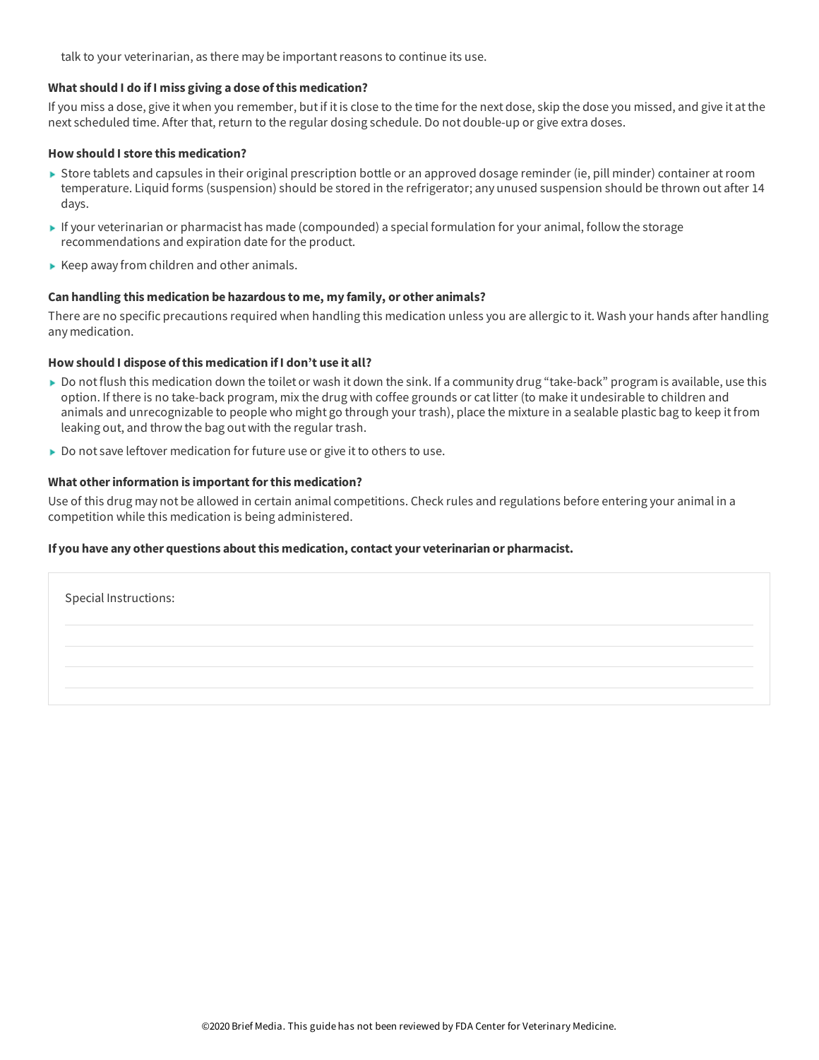talk to your veterinarian, as there may be important reasons to continue its use.

**What should I do if I miss giving a dose of this medication?**

If you miss a dose, give it when you remember, but if it is close to the time for the next dose, skip the dose you missed, and give it at the next scheduled time. After that, return to the regular dosing schedule. Do not double-up or give extra doses.

**How should I store this medication?**

- Store tablets and capsules in their original prescription bottle or an approved dosage reminder (ie, pill minder) container at room temperature. Liquid forms (suspension) should be stored in the refrigerator; any unused suspension should be thrown out after 14 days.
- If your veterinarian or pharmacist has made (compounded) a special formulation for your animal, follow the storage recommendations and expiration date for the product.
- Keep away from children and other animals.

**Can handling this medication be hazardous to me, my family, or other animals?**

There are no specific precautions required when handling this medication unless you are allergic to it. Wash your hands after handling any medication.

**How should I dispose of this medication if I don't use it all?**

- Do not flush this medication down the toilet or wash it down the sink. If a community drug "take-back" program is available, use this option. If there is no take-back program, mix the drug with coffee grounds or cat litter (to make it undesirable to children and animals and unrecognizable to people who might go through your trash), place the mixture in a sealable plastic bag to keep it from leaking out, and throw the bag out with the regular trash.
- Do not save leftover medication for future use or give it to others to use.

**What other information is important for this medication?**

Use of this drug may not be allowed in certain animal competitions. Check rules and regulations before entering your animal in a competition while this medication is being administered.

**If you have any other questions about this medication, contact your veterinarian or pharmacist.**

Special Instructions:

©2020 Brief Media. This guide has not been reviewed by FDA Center for Veterinary Medicine.